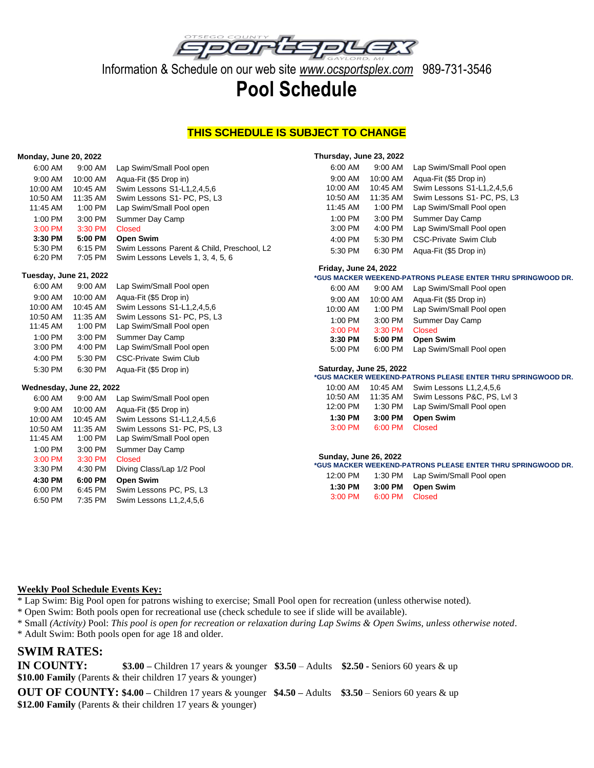OTSEGO COUNTY SPORTSPLEX GAYLORD, MI

Information & Schedule on our web site *www.ocsportsplex.com* 989-731-3546

# Pool Schedule

**THIS SCHEDULE IS SUBJECT TO CHANGE**

**Monday, June 20, 2022**

| | | |
|---|---|---|
| 6:00 AM | 9:00 AM | Lap Swim/Small Pool open |
| 9:00 AM | 10:00 AM | Aqua-Fit ($5 Drop in) |
| 10:00 AM | 10:45 AM | Swim Lessons S1-L1,2,4,5,6 |
| 10:50 AM | 11:35 AM | Swim Lessons S1- PC, PS, L3 |
| 11:45 AM | 1:00 PM | Lap Swim/Small Pool open |
| 1:00 PM | 3:00 PM | Summer Day Camp |
| 3:00 PM | 3:30 PM | Closed |
| **3:30 PM** | **5:00 PM** | **Open Swim** |
| 5:30 PM | 6:15 PM | Swim Lessons Parent & Child, Preschool, L2 |
| 6:20 PM | 7:05 PM | Swim Lessons Levels 1, 3, 4, 5, 6 |

**Tuesday, June 21, 2022**

| | | |
|---|---|---|
| 6:00 AM | 9:00 AM | Lap Swim/Small Pool open |
| 9:00 AM | 10:00 AM | Aqua-Fit ($5 Drop in) |
| 10:00 AM | 10:45 AM | Swim Lessons S1-L1,2,4,5,6 |
| 10:50 AM | 11:35 AM | Swim Lessons S1- PC, PS, L3 |
| 11:45 AM | 1:00 PM | Lap Swim/Small Pool open |
| 1:00 PM | 3:00 PM | Summer Day Camp |
| 3:00 PM | 4:00 PM | Lap Swim/Small Pool open |
| 4:00 PM | 5:30 PM | CSC-Private Swim Club |
| 5:30 PM | 6:30 PM | Aqua-Fit ($5 Drop in) |

**Wednesday, June 22, 2022**

| | | |
|---|---|---|
| 6:00 AM | 9:00 AM | Lap Swim/Small Pool open |
| 9:00 AM | 10:00 AM | Aqua-Fit ($5 Drop in) |
| 10:00 AM | 10:45 AM | Swim Lessons S1-L1,2,4,5,6 |
| 10:50 AM | 11:35 AM | Swim Lessons S1- PC, PS, L3 |
| 11:45 AM | 1:00 PM | Lap Swim/Small Pool open |
| 1:00 PM | 3:00 PM | Summer Day Camp |
| 3:00 PM | 3:30 PM | Closed |
| 3:30 PM | 4:30 PM | Diving Class/Lap 1/2 Pool |
| **4:30 PM** | **6:00 PM** | **Open Swim** |
| 6:00 PM | 6:45 PM | Swim Lessons PC, PS, L3 |
| 6:50 PM | 7:35 PM | Swim Lessons L1,2,4,5,6 |

**Thursday, June 23, 2022**

| | | |
|---|---|---|
| 6:00 AM | 9:00 AM | Lap Swim/Small Pool open |
| 9:00 AM | 10:00 AM | Aqua-Fit ($5 Drop in) |
| 10:00 AM | 10:45 AM | Swim Lessons S1-L1,2,4,5,6 |
| 10:50 AM | 11:35 AM | Swim Lessons S1- PC, PS, L3 |
| 11:45 AM | 1:00 PM | Lap Swim/Small Pool open |
| 1:00 PM | 3:00 PM | Summer Day Camp |
| 3:00 PM | 4:00 PM | Lap Swim/Small Pool open |
| 4:00 PM | 5:30 PM | CSC-Private Swim Club |
| 5:30 PM | 6:30 PM | Aqua-Fit ($5 Drop in) |

**Friday, June 24, 2022**

***GUS MACKER WEEKEND-PATRONS PLEASE ENTER THRU SPRINGWOOD DR.**

| | | |
|---|---|---|
| 6:00 AM | 9:00 AM | Lap Swim/Small Pool open |
| 9:00 AM | 10:00 AM | Aqua-Fit ($5 Drop in) |
| 10:00 AM | 1:00 PM | Lap Swim/Small Pool open |
| 1:00 PM | 3:00 PM | Summer Day Camp |
| 3:00 PM | 3:30 PM | Closed |
| **3:30 PM** | **5:00 PM** | **Open Swim** |
| 5:00 PM | 6:00 PM | Lap Swim/Small Pool open |

**Saturday, June 25, 2022**

***GUS MACKER WEEKEND-PATRONS PLEASE ENTER THRU SPRINGWOOD DR.**

| | | |
|---|---|---|
| 10:00 AM | 10:45 AM | Swim Lessons L1,2,4,5,6 |
| 10:50 AM | 11:35 AM | Swim Lessons P&C, PS, Lvl 3 |
| 12:00 PM | 1:30 PM | Lap Swim/Small Pool open |
| **1:30 PM** | **3:00 PM** | **Open Swim** |
| 3:00 PM | 6:00 PM | Closed |

**Sunday, June 26, 2022**

***GUS MACKER WEEKEND-PATRONS PLEASE ENTER THRU SPRINGWOOD DR.**

| | | |
|---|---|---|
| 12:00 PM | 1:30 PM | Lap Swim/Small Pool open |
| **1:30 PM** | **3:00 PM** | **Open Swim** |
| 3:00 PM | 6:00 PM | Closed |

**Weekly Pool Schedule Events Key:**

* Lap Swim: Big Pool open for patrons wishing to exercise; Small Pool open for recreation (unless otherwise noted).
* Open Swim: Both pools open for recreational use (check schedule to see if slide will be available).
* Small *(Activity)* Pool: *This pool is open for recreation or relaxation during Lap Swims & Open Swims, unless otherwise noted*.
* Adult Swim: Both pools open for age 18 and older.

## SWIM RATES:

**IN COUNTY:** **$3.00** – Children 17 years & younger **$3.50** – Adults **$2.50** - Seniors 60 years & up
**$10.00 Family** (Parents & their children 17 years & younger)

**OUT OF COUNTY:** **$4.00** – Children 17 years & younger **$4.50** – Adults **$3.50** – Seniors 60 years & up
**$12.00 Family** (Parents & their children 17 years & younger)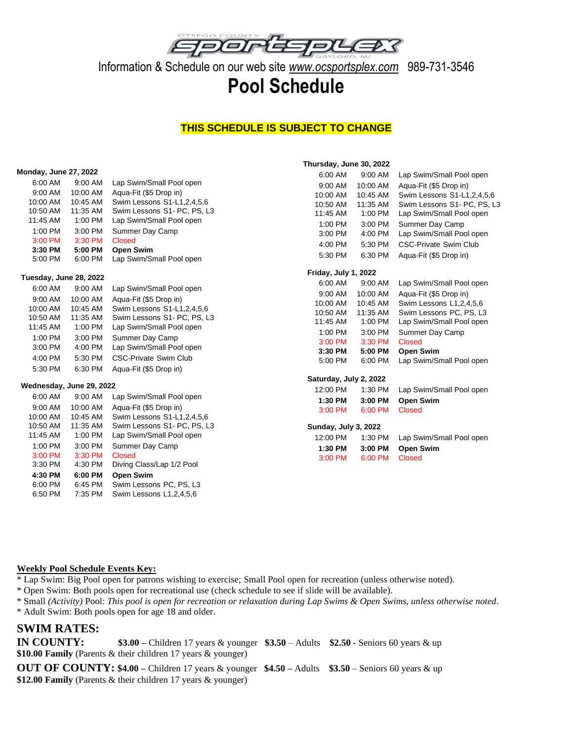OTSEGO COUNTY SPORTSPLEX GAYLORD, MI

Information & Schedule on our web site www.ocsportsplex.com 989-731-3546

# Pool Schedule

**THIS SCHEDULE IS SUBJECT TO CHANGE**

### Monday, June 27, 2022

| | | |
|---|---|---|
| 6:00 AM | 9:00 AM | Lap Swim/Small Pool open |
| 9:00 AM | 10:00 AM | Aqua-Fit ($5 Drop in) |
| 10:00 AM | 10:45 AM | Swim Lessons S1-L1,2,4,5,6 |
| 10:50 AM | 11:35 AM | Swim Lessons S1- PC, PS, L3 |
| 11:45 AM | 1:00 PM | Lap Swim/Small Pool open |
| 1:00 PM | 3:00 PM | Summer Day Camp |
| 3:00 PM | 3:30 PM | Closed |
| **3:30 PM** | **5:00 PM** | **Open Swim** |
| 5:00 PM | 6:00 PM | Lap Swim/Small Pool open |

### Tuesday, June 28, 2022

| | | |
|---|---|---|
| 6:00 AM | 9:00 AM | Lap Swim/Small Pool open |
| 9:00 AM | 10:00 AM | Aqua-Fit ($5 Drop in) |
| 10:00 AM | 10:45 AM | Swim Lessons S1-L1,2,4,5,6 |
| 10:50 AM | 11:35 AM | Swim Lessons S1- PC, PS, L3 |
| 11:45 AM | 1:00 PM | Lap Swim/Small Pool open |
| 1:00 PM | 3:00 PM | Summer Day Camp |
| 3:00 PM | 4:00 PM | Lap Swim/Small Pool open |
| 4:00 PM | 5:30 PM | CSC-Private Swim Club |
| 5:30 PM | 6:30 PM | Aqua-Fit ($5 Drop in) |

### Wednesday, June 29, 2022

| | | |
|---|---|---|
| 6:00 AM | 9:00 AM | Lap Swim/Small Pool open |
| 9:00 AM | 10:00 AM | Aqua-Fit ($5 Drop in) |
| 10:00 AM | 10:45 AM | Swim Lessons S1-L1,2,4,5,6 |
| 10:50 AM | 11:35 AM | Swim Lessons S1- PC, PS, L3 |
| 11:45 AM | 1:00 PM | Lap Swim/Small Pool open |
| 1:00 PM | 3:00 PM | Summer Day Camp |
| 3:00 PM | 3:30 PM | Closed |
| 3:30 PM | 4:30 PM | Diving Class/Lap 1/2 Pool |
| **4:30 PM** | **6:00 PM** | **Open Swim** |
| 6:00 PM | 6:45 PM | Swim Lessons PC, PS, L3 |
| 6:50 PM | 7:35 PM | Swim Lessons L1,2,4,5,6 |

### Thursday, June 30, 2022

| | | |
|---|---|---|
| 6:00 AM | 9:00 AM | Lap Swim/Small Pool open |
| 9:00 AM | 10:00 AM | Aqua-Fit ($5 Drop in) |
| 10:00 AM | 10:45 AM | Swim Lessons S1-L1,2,4,5,6 |
| 10:50 AM | 11:35 AM | Swim Lessons S1- PC, PS, L3 |
| 11:45 AM | 1:00 PM | Lap Swim/Small Pool open |
| 1:00 PM | 3:00 PM | Summer Day Camp |
| 3:00 PM | 4:00 PM | Lap Swim/Small Pool open |
| 4:00 PM | 5:30 PM | CSC-Private Swim Club |
| 5:30 PM | 6:30 PM | Aqua-Fit ($5 Drop in) |

### Friday, July 1, 2022

| | | |
|---|---|---|
| 6:00 AM | 9:00 AM | Lap Swim/Small Pool open |
| 9:00 AM | 10:00 AM | Aqua-Fit ($5 Drop in) |
| 10:00 AM | 10:45 AM | Swim Lessons L1,2,4,5,6 |
| 10:50 AM | 11:35 AM | Swim Lessons PC, PS, L3 |
| 11:45 AM | 1:00 PM | Lap Swim/Small Pool open |
| 1:00 PM | 3:00 PM | Summer Day Camp |
| 3:00 PM | 3:30 PM | Closed |
| **3:30 PM** | **5:00 PM** | **Open Swim** |
| 5:00 PM | 6:00 PM | Lap Swim/Small Pool open |

### Saturday, July 2, 2022

| | | |
|---|---|---|
| 12:00 PM | 1:30 PM | Lap Swim/Small Pool open |
| **1:30 PM** | **3:00 PM** | **Open Swim** |
| 3:00 PM | 6:00 PM | Closed |

### Sunday, July 3, 2022

| | | |
|---|---|---|
| 12:00 PM | 1:30 PM | Lap Swim/Small Pool open |
| **1:30 PM** | **3:00 PM** | **Open Swim** |
| 3:00 PM | 6:00 PM | Closed |

**Weekly Pool Schedule Events Key:**

* Lap Swim: Big Pool open for patrons wishing to exercise; Small Pool open for recreation (unless otherwise noted).
* Open Swim: Both pools open for recreational use (check schedule to see if slide will be available).
* Small *(Activity)* Pool: *This pool is open for recreation or relaxation during Lap Swims & Open Swims, unless otherwise noted*.
* Adult Swim: Both pools open for age 18 and older.

## SWIM RATES:

**IN COUNTY:** **$3.00** – Children 17 years & younger **$3.50** – Adults **$2.50** - Seniors 60 years & up
**$10.00 Family** (Parents & their children 17 years & younger)

**OUT OF COUNTY:** **$4.00** – Children 17 years & younger **$4.50** – Adults **$3.50** – Seniors 60 years & up
**$12.00 Family** (Parents & their children 17 years & younger)